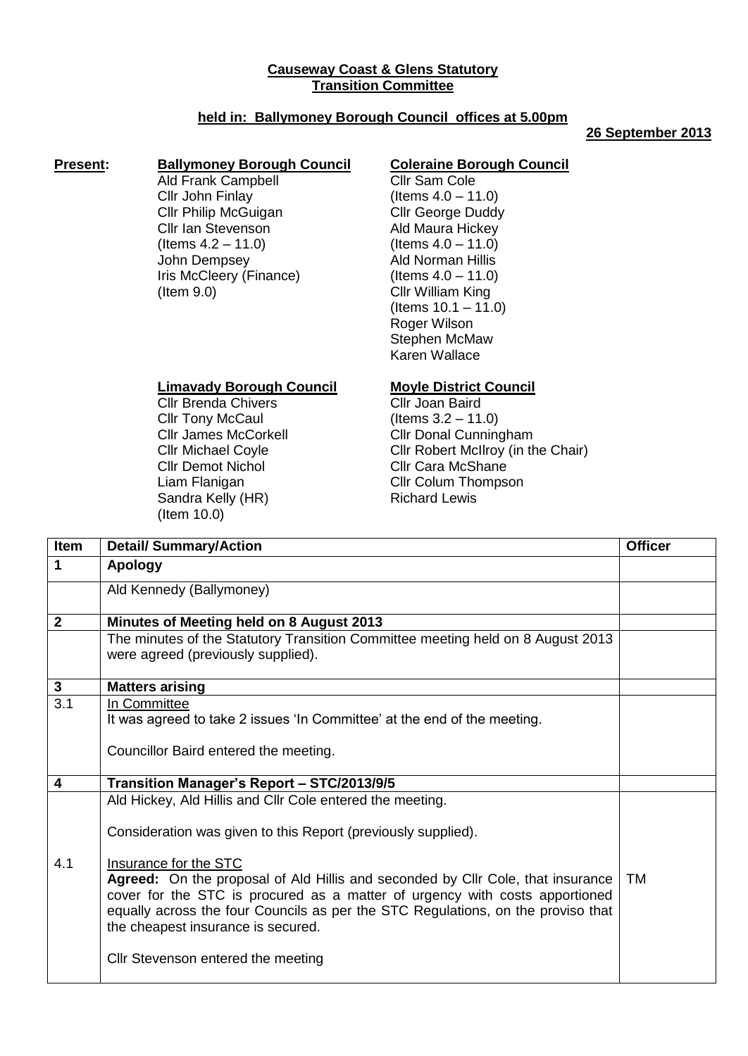**Causeway Coast & Glens Statutory Transition Committee**

**held in: Ballymoney Borough Council offices at 5.00pm**

**26 September 2013**

**Present:**

**Ballymoney Borough Council**
Ald Frank Campbell
Cllr John Finlay
Cllr Philip McGuigan
Cllr Ian Stevenson
(Items 4.2 – 11.0)
John Dempsey
Iris McCleery (Finance)
(Item 9.0)

**Coleraine Borough Council**
Cllr Sam Cole
(Items 4.0 – 11.0)
Cllr George Duddy
Ald Maura Hickey
(Items 4.0 – 11.0)
Ald Norman Hillis
(Items 4.0 – 11.0)
Cllr William King
(Items 10.1 – 11.0)
Roger Wilson
Stephen McMaw
Karen Wallace

**Limavady Borough Council**
Cllr Brenda Chivers
Cllr Tony McCaul
Cllr James McCorkell
Cllr Michael Coyle
Cllr Demot Nichol
Liam Flanigan
Sandra Kelly (HR)
(Item 10.0)

**Moyle District Council**
Cllr Joan Baird
(Items 3.2 – 11.0)
Cllr Donal Cunningham
Cllr Robert McIlroy (in the Chair)
Cllr Cara McShane
Cllr Colum Thompson
Richard Lewis

| Item | Detail/ Summary/Action | Officer |
|---|---|---|
| **1** | **Apology** | |
| | Ald Kennedy (Ballymoney) | |
| **2** | **Minutes of Meeting held on 8 August 2013** | |
| | The minutes of the Statutory Transition Committee meeting held on 8 August 2013 were agreed (previously supplied). | |
| **3** | **Matters arising** | |
| 3.1 | In Committee<br>It was agreed to take 2 issues 'In Committee' at the end of the meeting.<br><br>Councillor Baird entered the meeting. | |
| **4** | **Transition Manager's Report – STC/2013/9/5** | |
| | Ald Hickey, Ald Hillis and Cllr Cole entered the meeting.<br><br>Consideration was given to this Report (previously supplied). | |
| 4.1 | Insurance for the STC<br>**Agreed:** On the proposal of Ald Hillis and seconded by Cllr Cole, that insurance cover for the STC is procured as a matter of urgency with costs apportioned equally across the four Councils as per the STC Regulations, on the proviso that the cheapest insurance is secured.<br><br>Cllr Stevenson entered the meeting | TM |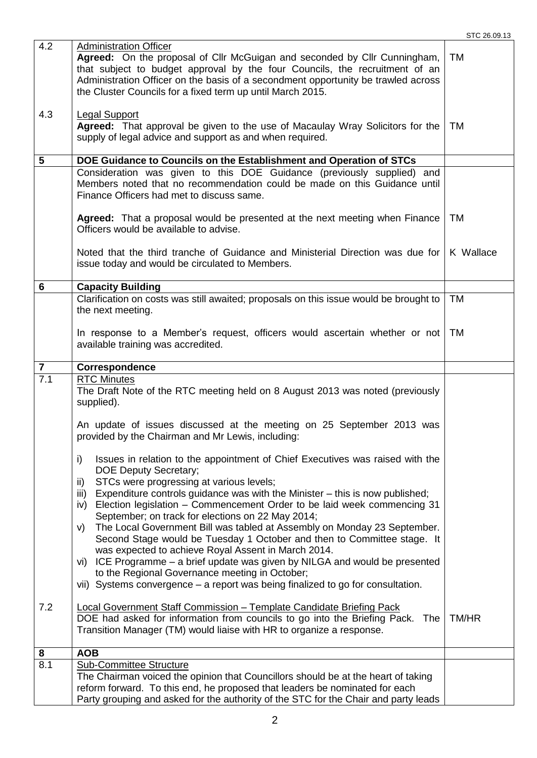| | | |
|---|---|---|
| 4.2 | <u>Administration Officer</u><br>**Agreed:** On the proposal of Cllr McGuigan and seconded by Cllr Cunningham, that subject to budget approval by the four Councils, the recruitment of an Administration Officer on the basis of a secondment opportunity be trawled across the Cluster Councils for a fixed term up until March 2015. | TM |
| 4.3 | <u>Legal Support</u><br>**Agreed:** That approval be given to the use of Macaulay Wray Solicitors for the supply of legal advice and support as and when required. | TM |
| **5** | **DOE Guidance to Councils on the Establishment and Operation of STCs** | |
| | Consideration was given to this DOE Guidance (previously supplied) and Members noted that no recommendation could be made on this Guidance until Finance Officers had met to discuss same. | |
| | **Agreed:** That a proposal would be presented at the next meeting when Finance Officers would be available to advise. | TM |
| | Noted that the third tranche of Guidance and Ministerial Direction was due for issue today and would be circulated to Members. | K Wallace |
| **6** | **Capacity Building** | |
| | Clarification on costs was still awaited; proposals on this issue would be brought to the next meeting. | TM |
| | In response to a Member's request, officers would ascertain whether or not available training was accredited. | TM |
| **7** | **Correspondence** | |
| 7.1 | <u>RTC Minutes</u><br>The Draft Note of the RTC meeting held on 8 August 2013 was noted (previously supplied).<br><br>An update of issues discussed at the meeting on 25 September 2013 was provided by the Chairman and Mr Lewis, including:<br><br>i) Issues in relation to the appointment of Chief Executives was raised with the DOE Deputy Secretary;<br>ii) STCs were progressing at various levels;<br>iii) Expenditure controls guidance was with the Minister – this is now published;<br>iv) Election legislation – Commencement Order to be laid week commencing 31 September; on track for elections on 22 May 2014;<br>v) The Local Government Bill was tabled at Assembly on Monday 23 September. Second Stage would be Tuesday 1 October and then to Committee stage. It was expected to achieve Royal Assent in March 2014.<br>vi) ICE Programme – a brief update was given by NILGA and would be presented to the Regional Governance meeting in October;<br>vii) Systems convergence – a report was being finalized to go for consultation. | |
| 7.2 | <u>Local Government Staff Commission – Template Candidate Briefing Pack</u><br>DOE had asked for information from councils to go into the Briefing Pack. The Transition Manager (TM) would liaise with HR to organize a response. | TM/HR |
| **8** | **AOB** | |
| 8.1 | <u>Sub-Committee Structure</u><br>The Chairman voiced the opinion that Councillors should be at the heart of taking reform forward. To this end, he proposed that leaders be nominated for each Party grouping and asked for the authority of the STC for the Chair and party leads | |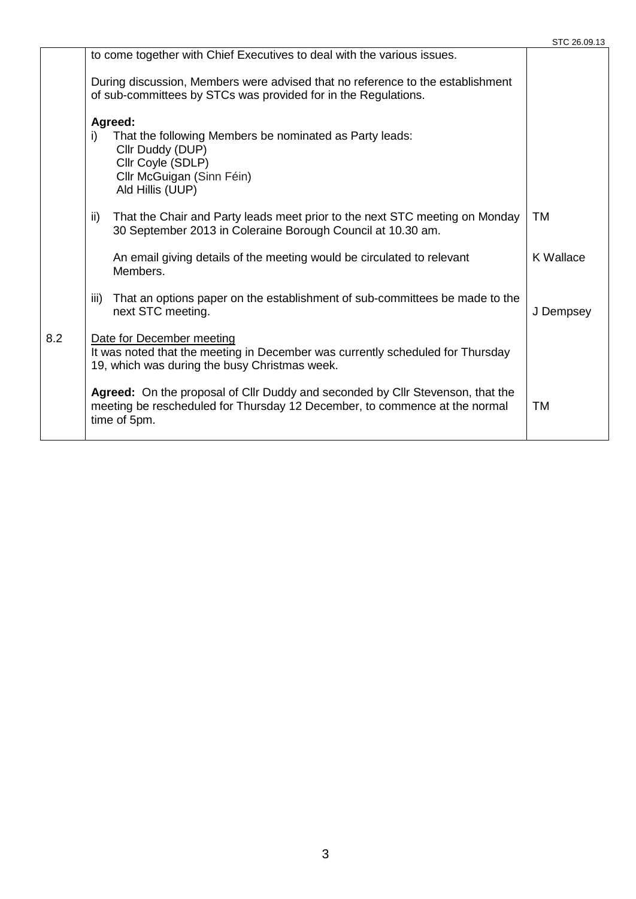| | | |
|---|---|---|
| | to come together with Chief Executives to deal with the various issues.<br><br>During discussion, Members were advised that no reference to the establishment of sub-committees by STCs was provided for in the Regulations.<br><br>**Agreed:**<br>i) That the following Members be nominated as Party leads:<br>Cllr Duddy (DUP)<br>Cllr Coyle (SDLP)<br>Cllr McGuigan (Sinn Féin)<br>Ald Hillis (UUP) | |
| | ii) That the Chair and Party leads meet prior to the next STC meeting on Monday 30 September 2013 in Coleraine Borough Council at 10.30 am. | TM |
| | An email giving details of the meeting would be circulated to relevant Members. | K Wallace |
| | iii) That an options paper on the establishment of sub-committees be made to the next STC meeting. | J Dempsey |
| 8.2 | <u>Date for December meeting</u><br>It was noted that the meeting in December was currently scheduled for Thursday 19, which was during the busy Christmas week. | |
| | **Agreed:** On the proposal of Cllr Duddy and seconded by Cllr Stevenson, that the meeting be rescheduled for Thursday 12 December, to commence at the normal time of 5pm. | TM |